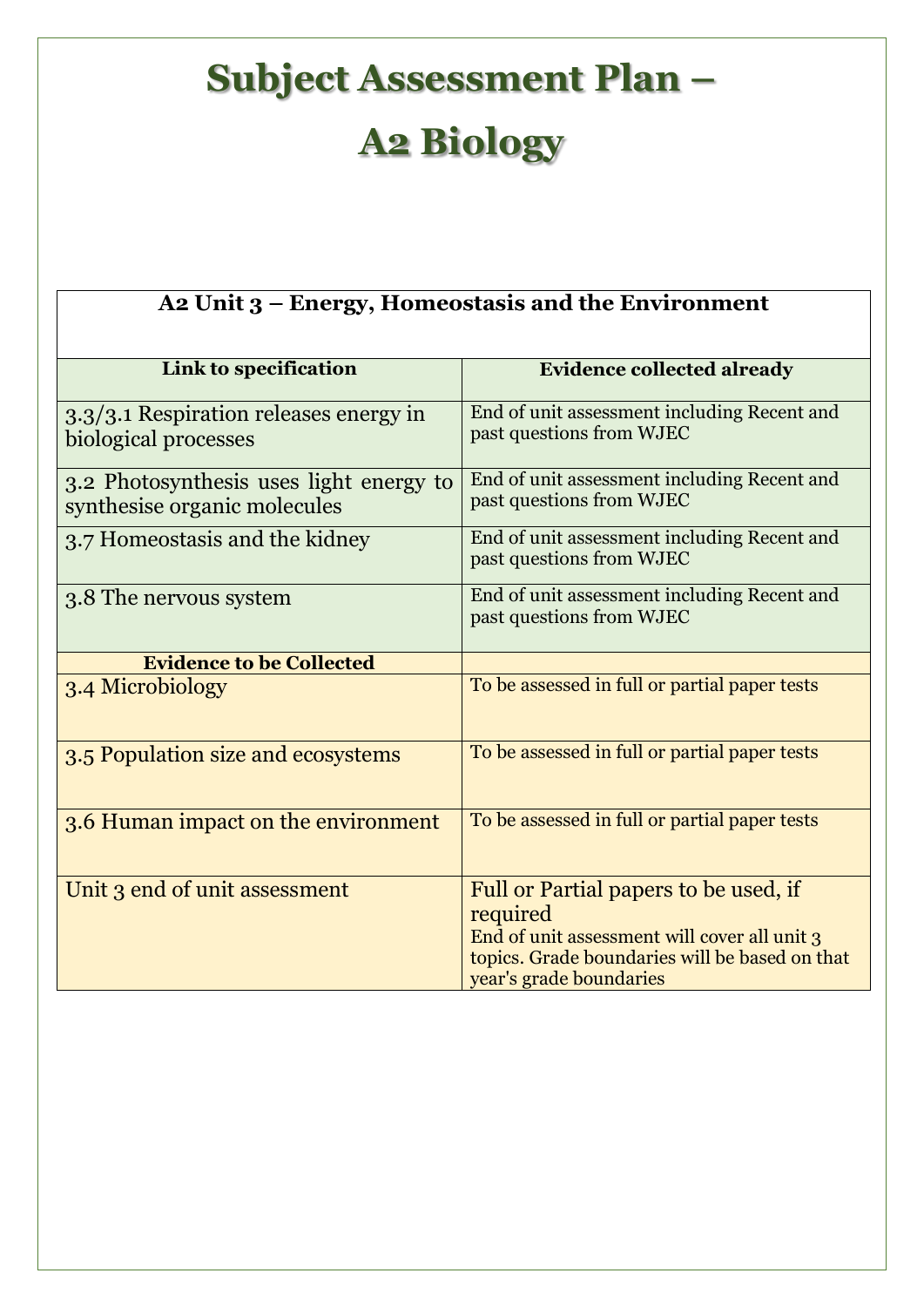# Subject Assessment Plan – A2 Biology

| A2 Unit 3 – Energy, Homeostasis and the Environment | |
|---|---|
| **Link to specification** | **Evidence collected already** |
| 3.3/3.1 Respiration releases energy in biological processes | End of unit assessment including Recent and past questions from WJEC |
| 3.2 Photosynthesis uses light energy to synthesise organic molecules | End of unit assessment including Recent and past questions from WJEC |
| 3.7 Homeostasis and the kidney | End of unit assessment including Recent and past questions from WJEC |
| 3.8 The nervous system | End of unit assessment including Recent and past questions from WJEC |
| **Evidence to be Collected** | |
| 3.4 Microbiology | To be assessed in full or partial paper tests |
| 3.5 Population size and ecosystems | To be assessed in full or partial paper tests |
| 3.6 Human impact on the environment | To be assessed in full or partial paper tests |
| Unit 3 end of unit assessment | Full or Partial papers to be used, if required<br>End of unit assessment will cover all unit 3 topics. Grade boundaries will be based on that year's grade boundaries |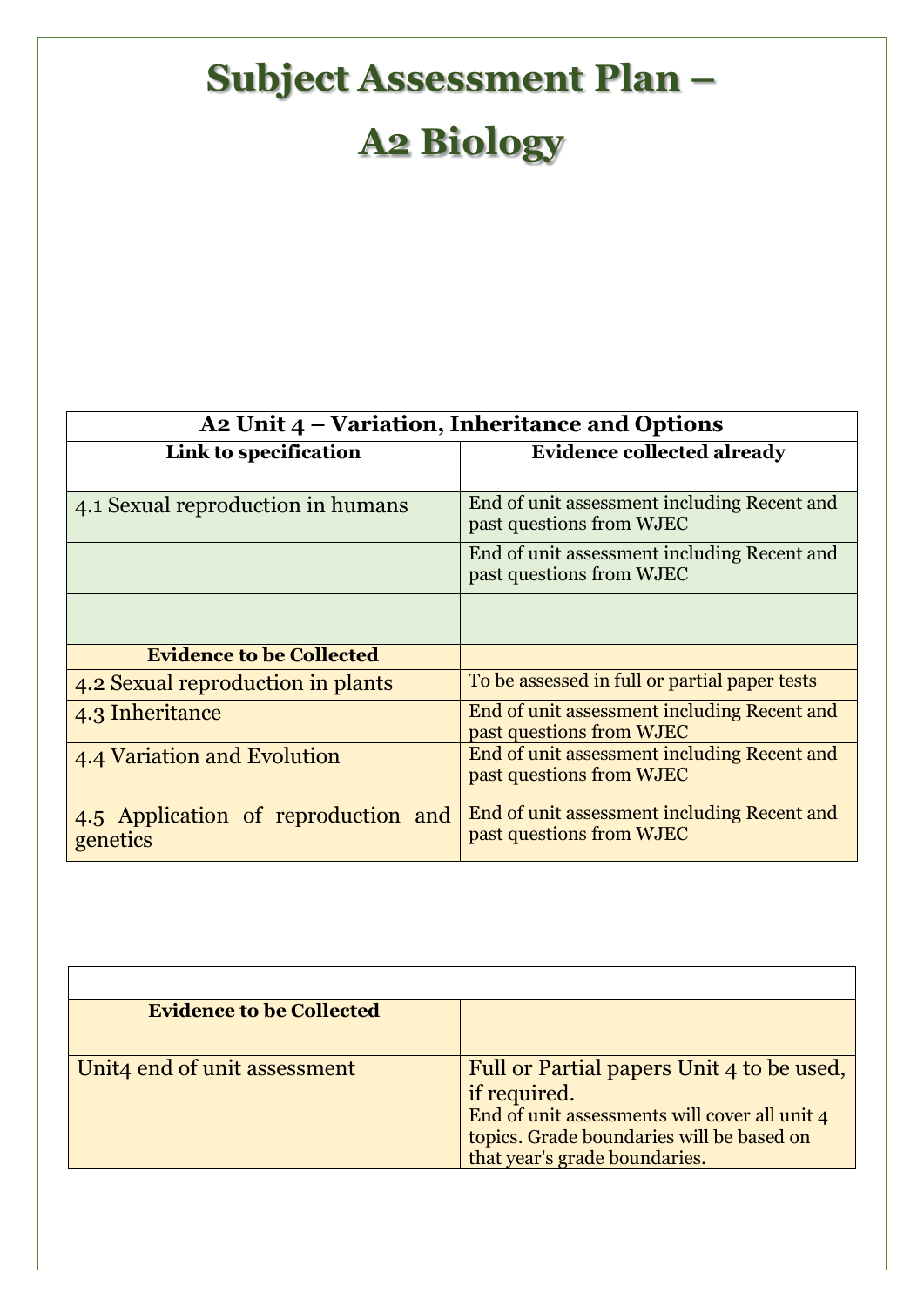# Subject Assessment Plan – A2 Biology

| A2 Unit 4 – Variation, Inheritance and Options | |
|---|---|
| **Link to specification** | **Evidence collected already** |
| 4.1 Sexual reproduction in humans | End of unit assessment including Recent and past questions from WJEC |
| | End of unit assessment including Recent and past questions from WJEC |
| | |
| **Evidence to be Collected** | |
| 4.2 Sexual reproduction in plants | To be assessed in full or partial paper tests |
| 4.3 Inheritance | End of unit assessment including Recent and past questions from WJEC |
| 4.4 Variation and Evolution | End of unit assessment including Recent and past questions from WJEC |
| 4.5 Application of reproduction and genetics | End of unit assessment including Recent and past questions from WJEC |

| | |
|---|---|
| **Evidence to be Collected** | |
| Unit4 end of unit assessment | Full or Partial papers Unit 4 to be used, if required. End of unit assessments will cover all unit 4 topics. Grade boundaries will be based on that year's grade boundaries. |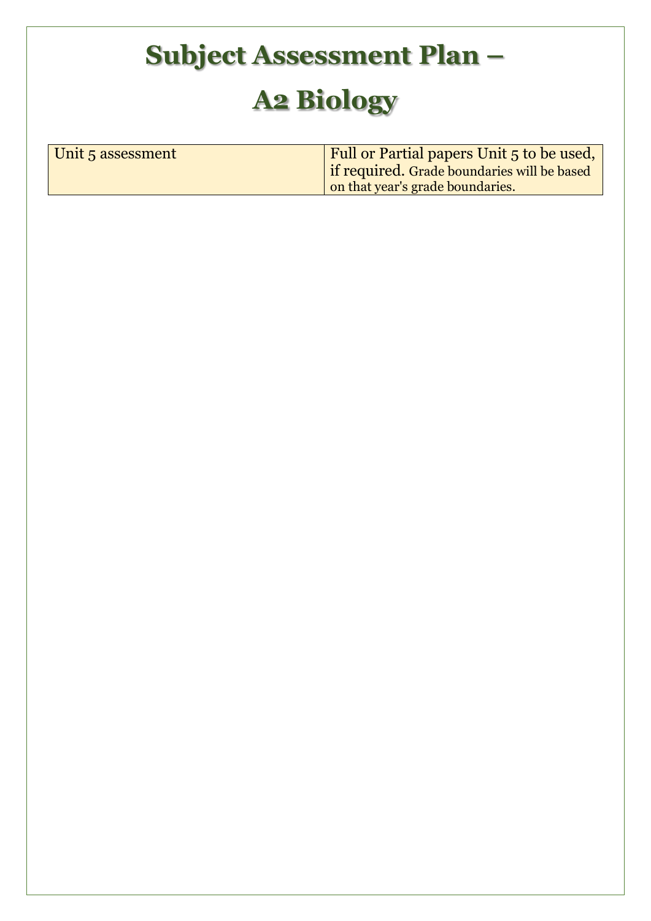# Subject Assessment Plan –

# A2 Biology

| | |
|---|---|
| Unit 5 assessment | Full or Partial papers Unit 5 to be used, if required. Grade boundaries will be based on that year's grade boundaries. |